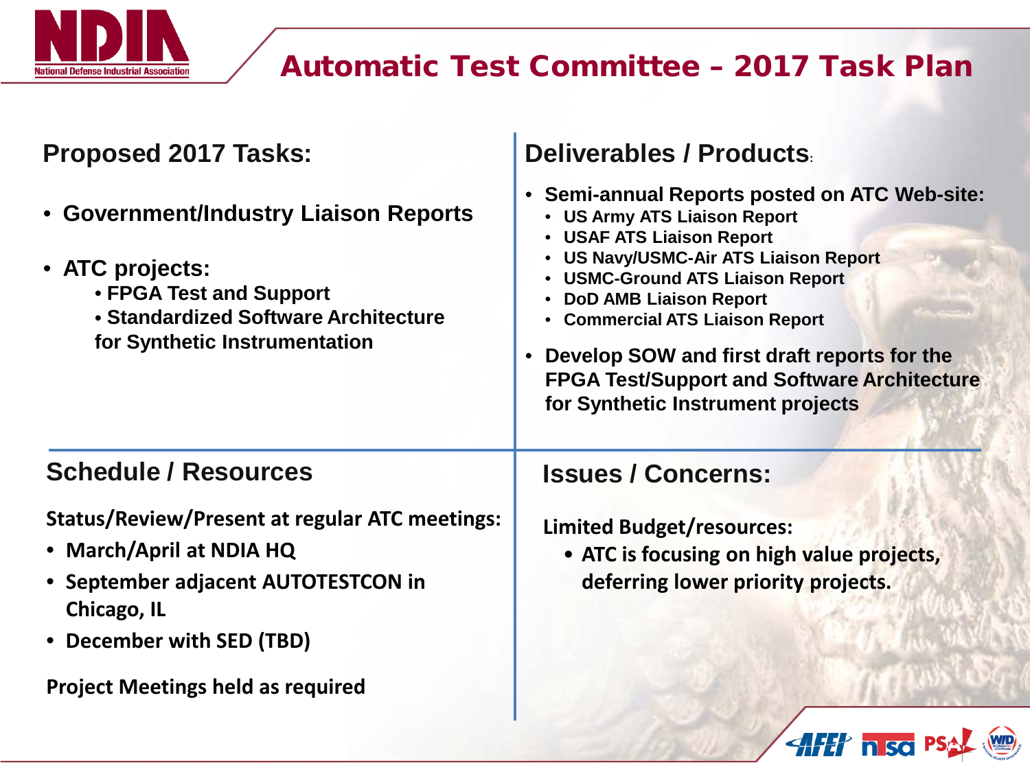# Automatic Test Committee – 2017 Task Plan

## Proposed 2017 Tasks:

- **Government/Industry Liaison Reports**
- **ATC projects:**
  - **FPGA Test and Support**
  - **Standardized Software Architecture for Synthetic Instrumentation**

## Deliverables / Products:

- **Semi-annual Reports posted on ATC Web-site:**
  - **US Army ATS Liaison Report**
  - **USAF ATS Liaison Report**
  - **US Navy/USMC-Air ATS Liaison Report**
  - **USMC-Ground ATS Liaison Report**
  - **DoD AMB Liaison Report**
  - **Commercial ATS Liaison Report**
- **Develop SOW and first draft reports for the FPGA Test/Support and Software Architecture for Synthetic Instrument projects**

## Schedule / Resources

**Status/Review/Present at regular ATC meetings:**

- **March/April at NDIA HQ**
- **September adjacent AUTOTESTCON in Chicago, IL**
- **December with SED (TBD)**

**Project Meetings held as required**

## Issues / Concerns:

**Limited Budget/resources:**

- **ATC is focusing on high value projects, deferring lower priority projects.**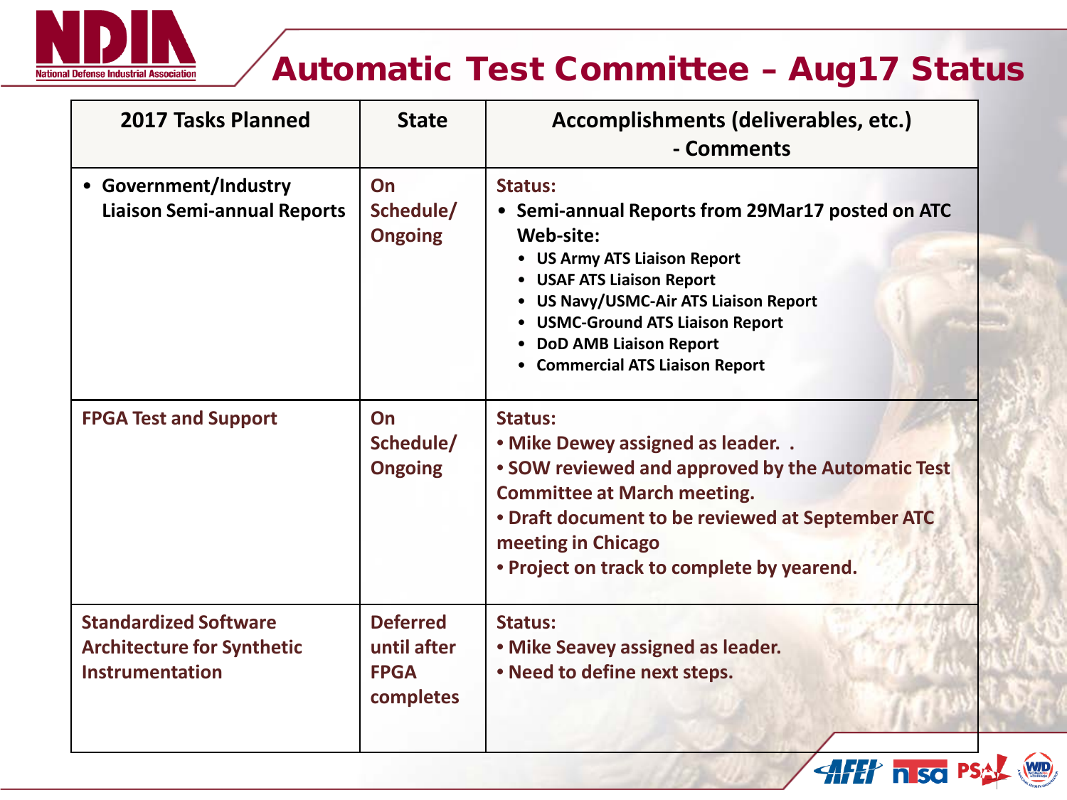# Automatic Test Committee – Aug17 Status

| 2017 Tasks Planned | State | Accomplishments (deliverables, etc.) - Comments |
|---|---|---|
| • Government/Industry Liaison Semi-annual Reports | On Schedule/ Ongoing | Status:<br>• Semi-annual Reports from 29Mar17 posted on ATC Web-site:<br>• US Army ATS Liaison Report<br>• USAF ATS Liaison Report<br>• US Navy/USMC-Air ATS Liaison Report<br>• USMC-Ground ATS Liaison Report<br>• DoD AMB Liaison Report<br>• Commercial ATS Liaison Report |
| FPGA Test and Support | On Schedule/ Ongoing | Status:<br>• Mike Dewey assigned as leader. .<br>• SOW reviewed and approved by the Automatic Test Committee at March meeting.<br>• Draft document to be reviewed at September ATC meeting in Chicago<br>• Project on track to complete by yearend. |
| Standardized Software Architecture for Synthetic Instrumentation | Deferred until after FPGA completes | Status:<br>• Mike Seavey assigned as leader.<br>• Need to define next steps. |